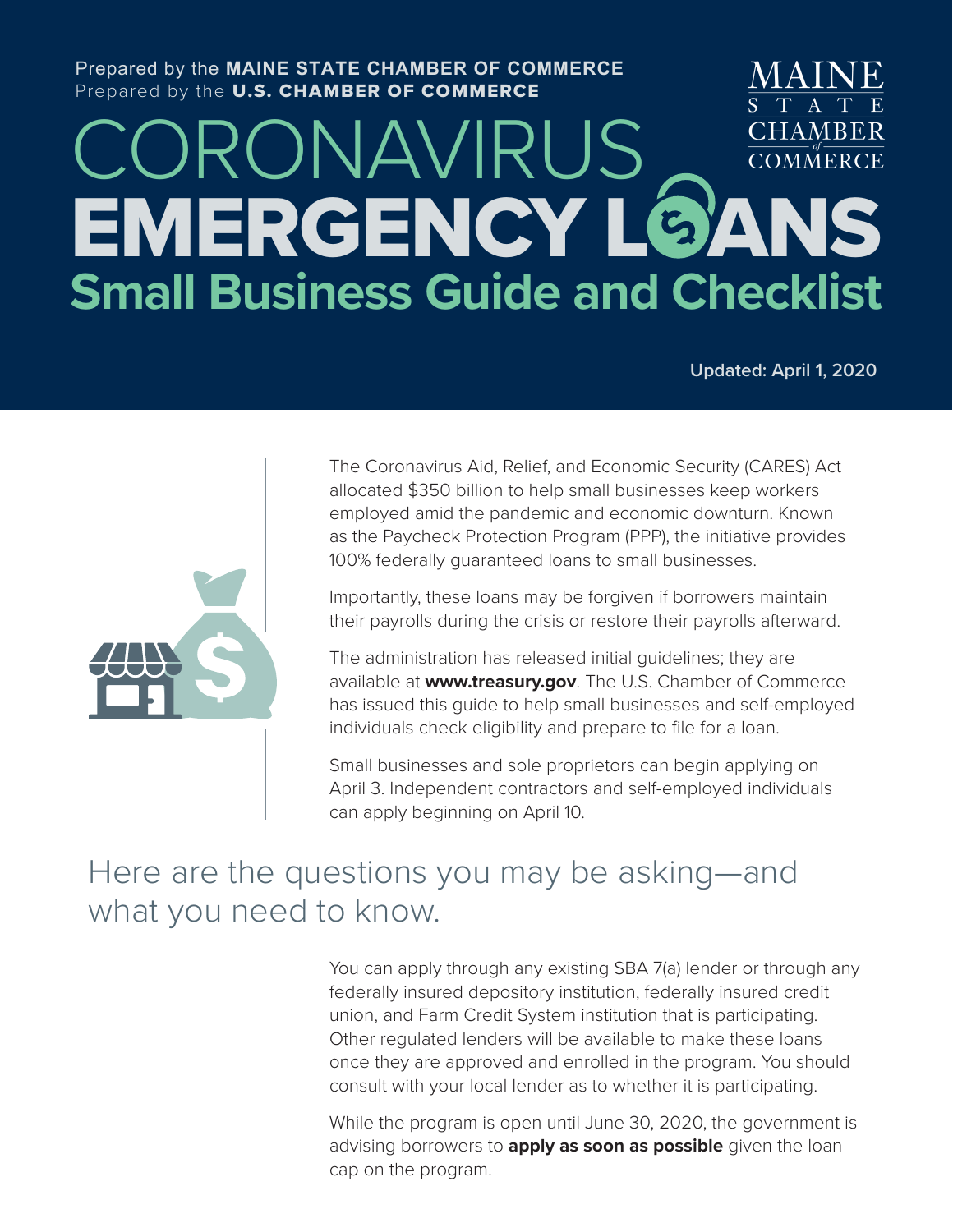Prepared by the **MAINE STATE CHAMBER OF COMMERCE**
Prepared by the **U.S. CHAMBER OF COMMERCE**

MAINE STATE CHAMBER of COMMERCE

# CORONAVIRUS EMERGENCY LOANS

## Small Business Guide and Checklist

**Updated: April 1, 2020**

The Coronavirus Aid, Relief, and Economic Security (CARES) Act allocated $350 billion to help small businesses keep workers employed amid the pandemic and economic downturn. Known as the Paycheck Protection Program (PPP), the initiative provides 100% federally guaranteed loans to small businesses.

Importantly, these loans may be forgiven if borrowers maintain their payrolls during the crisis or restore their payrolls afterward.

The administration has released initial guidelines; they are available at **www.treasury.gov**. The U.S. Chamber of Commerce has issued this guide to help small businesses and self-employed individuals check eligibility and prepare to file for a loan.

Small businesses and sole proprietors can begin applying on April 3. Independent contractors and self-employed individuals can apply beginning on April 10.

## Here are the questions you may be asking—and what you need to know.

You can apply through any existing SBA 7(a) lender or through any federally insured depository institution, federally insured credit union, and Farm Credit System institution that is participating. Other regulated lenders will be available to make these loans once they are approved and enrolled in the program. You should consult with your local lender as to whether it is participating.

While the program is open until June 30, 2020, the government is advising borrowers to **apply as soon as possible** given the loan cap on the program.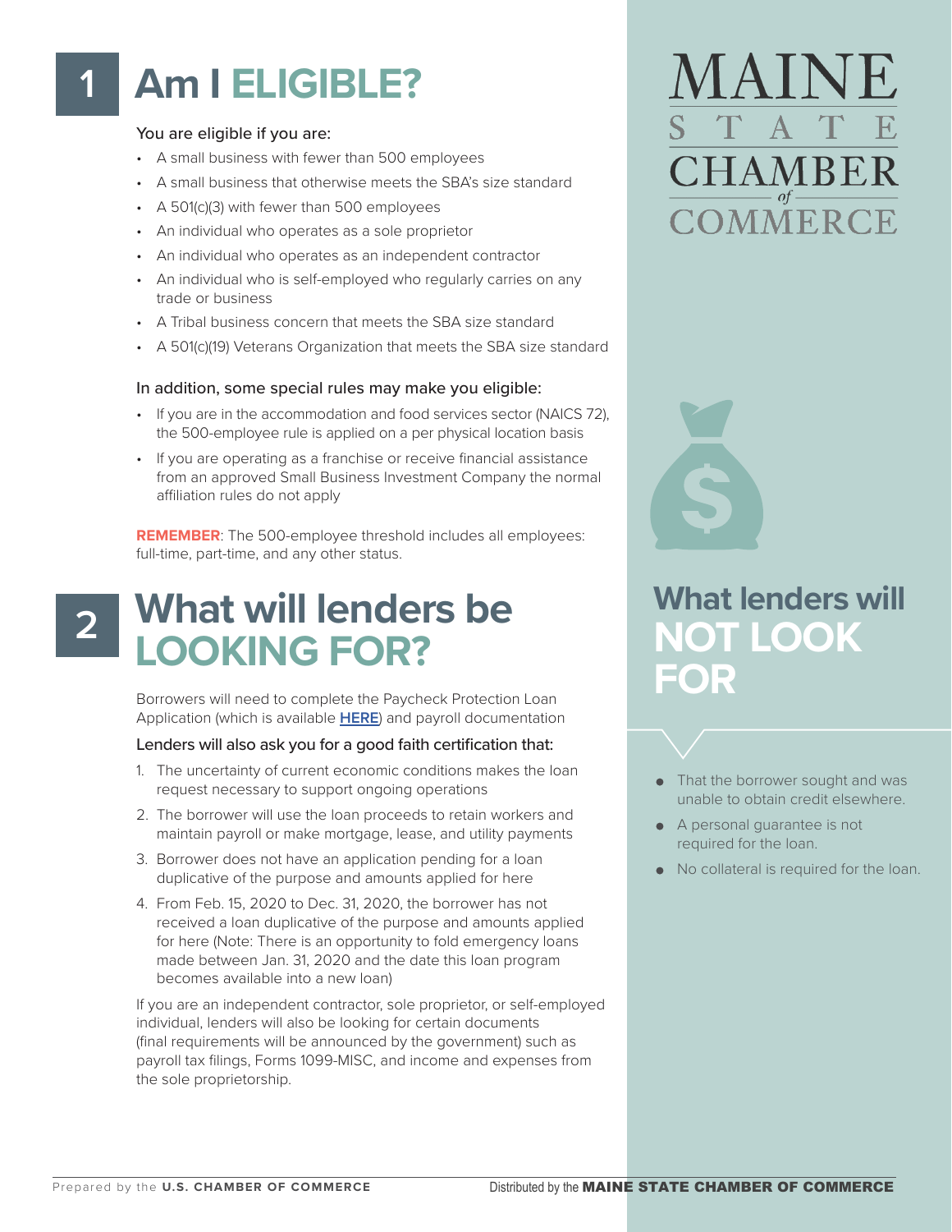# 1 Am I ELIGIBLE?

You are eligible if you are:

- A small business with fewer than 500 employees
- A small business that otherwise meets the SBA's size standard
- A 501(c)(3) with fewer than 500 employees
- An individual who operates as a sole proprietor
- An individual who operates as an independent contractor
- An individual who is self-employed who regularly carries on any trade or business
- A Tribal business concern that meets the SBA size standard
- A 501(c)(19) Veterans Organization that meets the SBA size standard

In addition, some special rules may make you eligible:

- If you are in the accommodation and food services sector (NAICS 72), the 500-employee rule is applied on a per physical location basis
- If you are operating as a franchise or receive financial assistance from an approved Small Business Investment Company the normal affiliation rules do not apply

**REMEMBER**: The 500-employee threshold includes all employees: full-time, part-time, and any other status.

# 2 What will lenders be LOOKING FOR?

Borrowers will need to complete the Paycheck Protection Loan Application (which is available **HERE**) and payroll documentation

Lenders will also ask you for a good faith certification that:

1. The uncertainty of current economic conditions makes the loan request necessary to support ongoing operations
2. The borrower will use the loan proceeds to retain workers and maintain payroll or make mortgage, lease, and utility payments
3. Borrower does not have an application pending for a loan duplicative of the purpose and amounts applied for here
4. From Feb. 15, 2020 to Dec. 31, 2020, the borrower has not received a loan duplicative of the purpose and amounts applied for here (Note: There is an opportunity to fold emergency loans made between Jan. 31, 2020 and the date this loan program becomes available into a new loan)

If you are an independent contractor, sole proprietor, or self-employed individual, lenders will also be looking for certain documents (final requirements will be announced by the government) such as payroll tax filings, Forms 1099-MISC, and income and expenses from the sole proprietorship.

MAINE STATE CHAMBER of COMMERCE

## What lenders will NOT LOOK FOR

- That the borrower sought and was unable to obtain credit elsewhere.
- A personal guarantee is not required for the loan.
- No collateral is required for the loan.

Prepared by the **U.S. CHAMBER OF COMMERCE**

Distributed by the **MAINE STATE CHAMBER OF COMMERCE**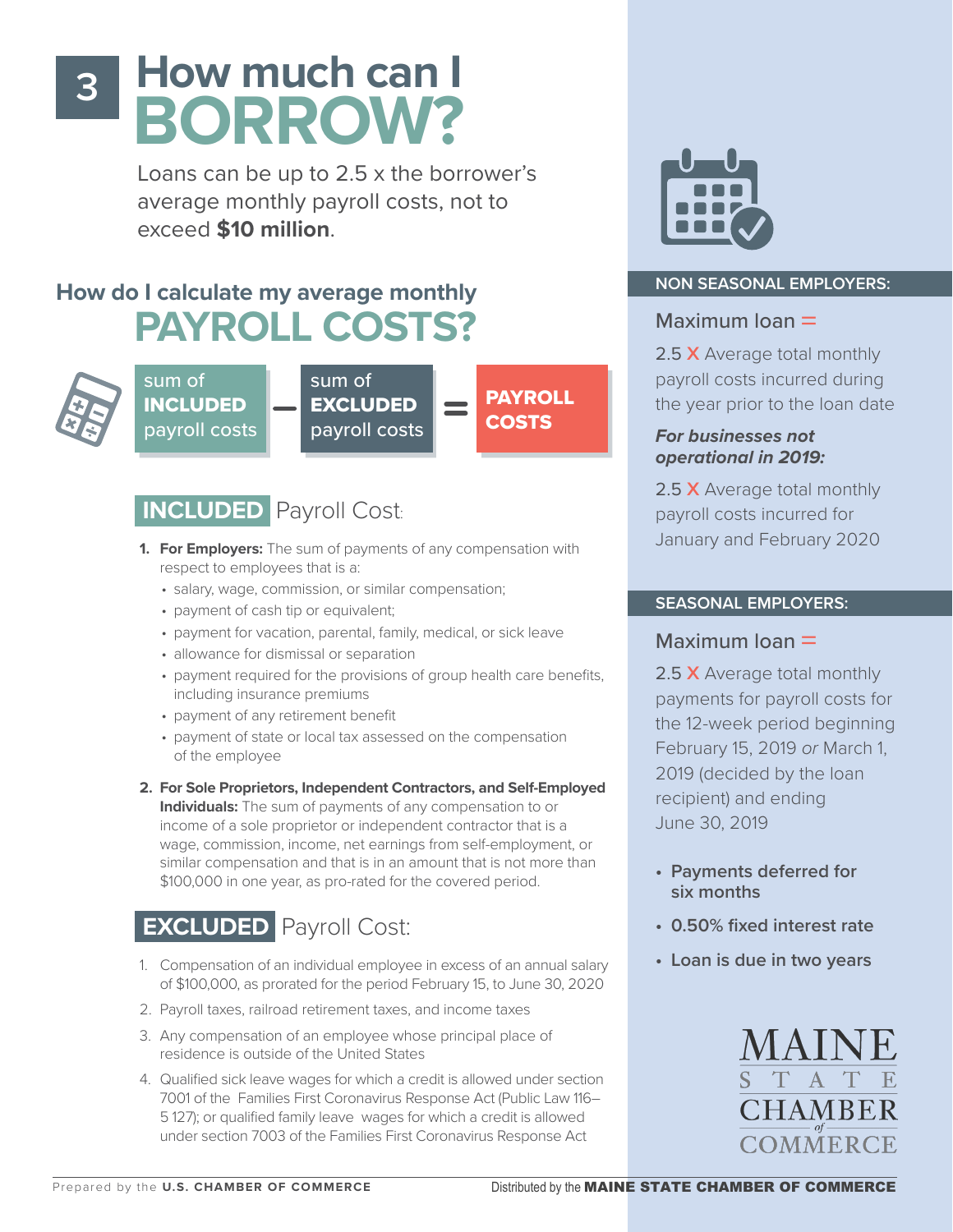# 3 How much can I BORROW?

Loans can be up to 2.5 x the borrower's average monthly payroll costs, not to exceed **$10 million**.

## How do I calculate my average monthly PAYROLL COSTS?

sum of **INCLUDED** payroll costs − sum of **EXCLUDED** payroll costs = **PAYROLL COSTS**

### INCLUDED Payroll Cost:

1. **For Employers:** The sum of payments of any compensation with respect to employees that is a:
   - salary, wage, commission, or similar compensation;
   - payment of cash tip or equivalent;
   - payment for vacation, parental, family, medical, or sick leave
   - allowance for dismissal or separation
   - payment required for the provisions of group health care benefits, including insurance premiums
   - payment of any retirement benefit
   - payment of state or local tax assessed on the compensation of the employee
2. **For Sole Proprietors, Independent Contractors, and Self-Employed Individuals:** The sum of payments of any compensation to or income of a sole proprietor or independent contractor that is a wage, commission, income, net earnings from self-employment, or similar compensation and that is in an amount that is not more than $100,000 in one year, as pro-rated for the covered period.

### EXCLUDED Payroll Cost:

1. Compensation of an individual employee in excess of an annual salary of $100,000, as prorated for the period February 15, to June 30, 2020
2. Payroll taxes, railroad retirement taxes, and income taxes
3. Any compensation of an employee whose principal place of residence is outside of the United States
4. Qualified sick leave wages for which a credit is allowed under section 7001 of the Families First Coronavirus Response Act (Public Law 116–5 127); or qualified family leave wages for which a credit is allowed under section 7003 of the Families First Coronavirus Response Act

**NON SEASONAL EMPLOYERS:**

Maximum loan =

2.5 X Average total monthly payroll costs incurred during the year prior to the loan date

***For businesses not operational in 2019:***

2.5 X Average total monthly payroll costs incurred for January and February 2020

**SEASONAL EMPLOYERS:**

Maximum loan =

2.5 X Average total monthly payments for payroll costs for the 12-week period beginning February 15, 2019 *or* March 1, 2019 (decided by the loan recipient) and ending June 30, 2019

- **Payments deferred for six months**
- **0.50% fixed interest rate**
- **Loan is due in two years**

MAINE STATE CHAMBER of COMMERCE

Prepared by the **U.S. CHAMBER OF COMMERCE**

Distributed by the **MAINE STATE CHAMBER OF COMMERCE**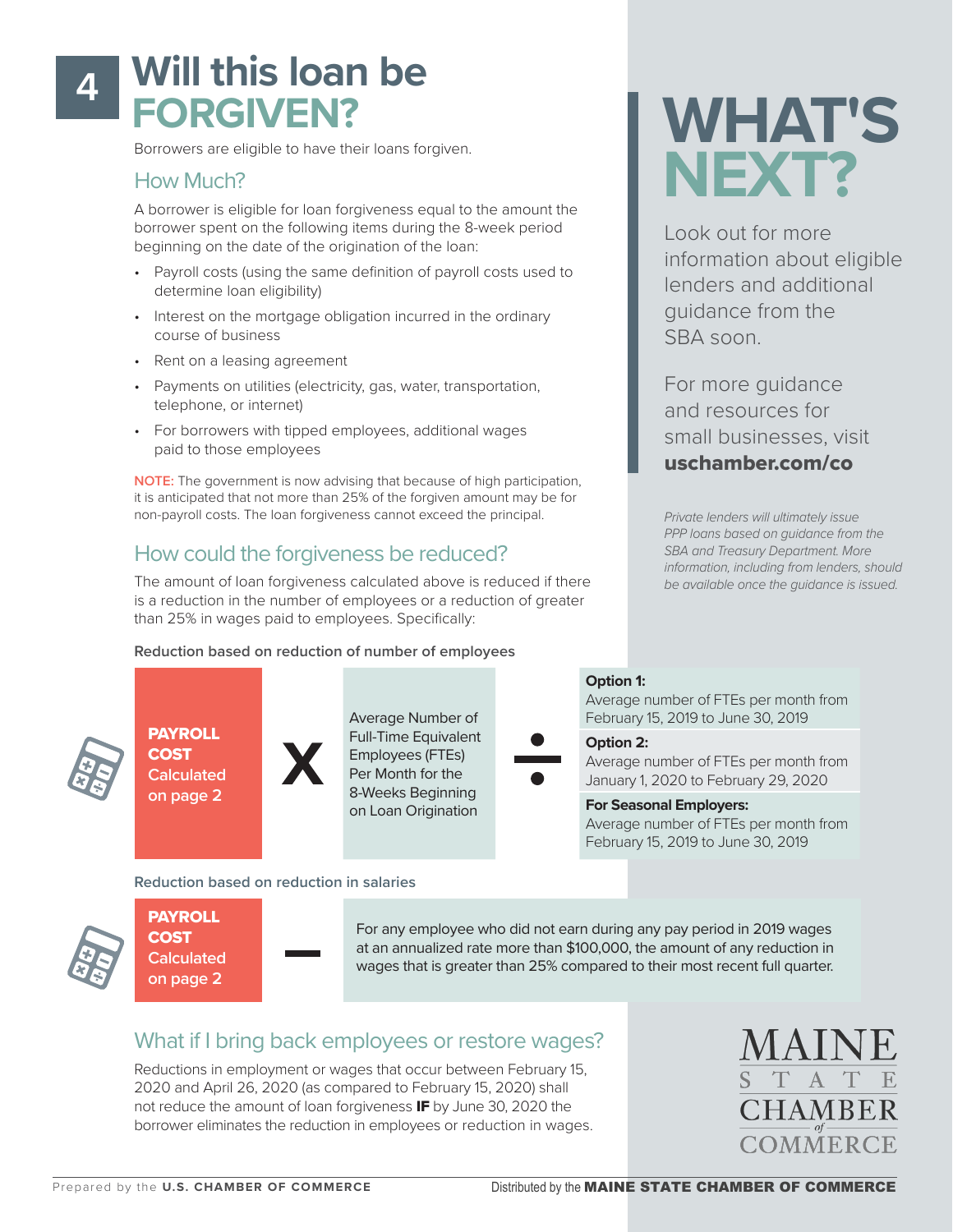# 4 Will this loan be FORGIVEN?

Borrowers are eligible to have their loans forgiven.

## How Much?

A borrower is eligible for loan forgiveness equal to the amount the borrower spent on the following items during the 8-week period beginning on the date of the origination of the loan:

- Payroll costs (using the same definition of payroll costs used to determine loan eligibility)
- Interest on the mortgage obligation incurred in the ordinary course of business
- Rent on a leasing agreement
- Payments on utilities (electricity, gas, water, transportation, telephone, or internet)
- For borrowers with tipped employees, additional wages paid to those employees

**NOTE:** The government is now advising that because of high participation, it is anticipated that not more than 25% of the forgiven amount may be for non-payroll costs. The loan forgiveness cannot exceed the principal.

## How could the forgiveness be reduced?

The amount of loan forgiveness calculated above is reduced if there is a reduction in the number of employees or a reduction of greater than 25% in wages paid to employees. Specifically:

**Reduction based on reduction of number of employees**

**PAYROLL COST** Calculated on page 2

X

Average Number of Full-Time Equivalent Employees (FTEs) Per Month for the 8-Weeks Beginning on Loan Origination

÷

**Option 1:** Average number of FTEs per month from February 15, 2019 to June 30, 2019

**Option 2:** Average number of FTEs per month from January 1, 2020 to February 29, 2020

**For Seasonal Employers:** Average number of FTEs per month from February 15, 2019 to June 30, 2019

**Reduction based on reduction in salaries**

**PAYROLL COST** Calculated on page 2

−

For any employee who did not earn during any pay period in 2019 wages at an annualized rate more than $100,000, the amount of any reduction in wages that is greater than 25% compared to their most recent full quarter.

## What if I bring back employees or restore wages?

Reductions in employment or wages that occur between February 15, 2020 and April 26, 2020 (as compared to February 15, 2020) shall not reduce the amount of loan forgiveness **IF** by June 30, 2020 the borrower eliminates the reduction in employees or reduction in wages.

# WHAT'S NEXT?

Look out for more information about eligible lenders and additional guidance from the SBA soon.

For more guidance and resources for small businesses, visit **uschamber.com/co**

*Private lenders will ultimately issue PPP loans based on guidance from the SBA and Treasury Department. More information, including from lenders, should be available once the guidance is issued.*

MAINE STATE CHAMBER of COMMERCE

Prepared by the **U.S. CHAMBER OF COMMERCE**

Distributed by the **MAINE STATE CHAMBER OF COMMERCE**